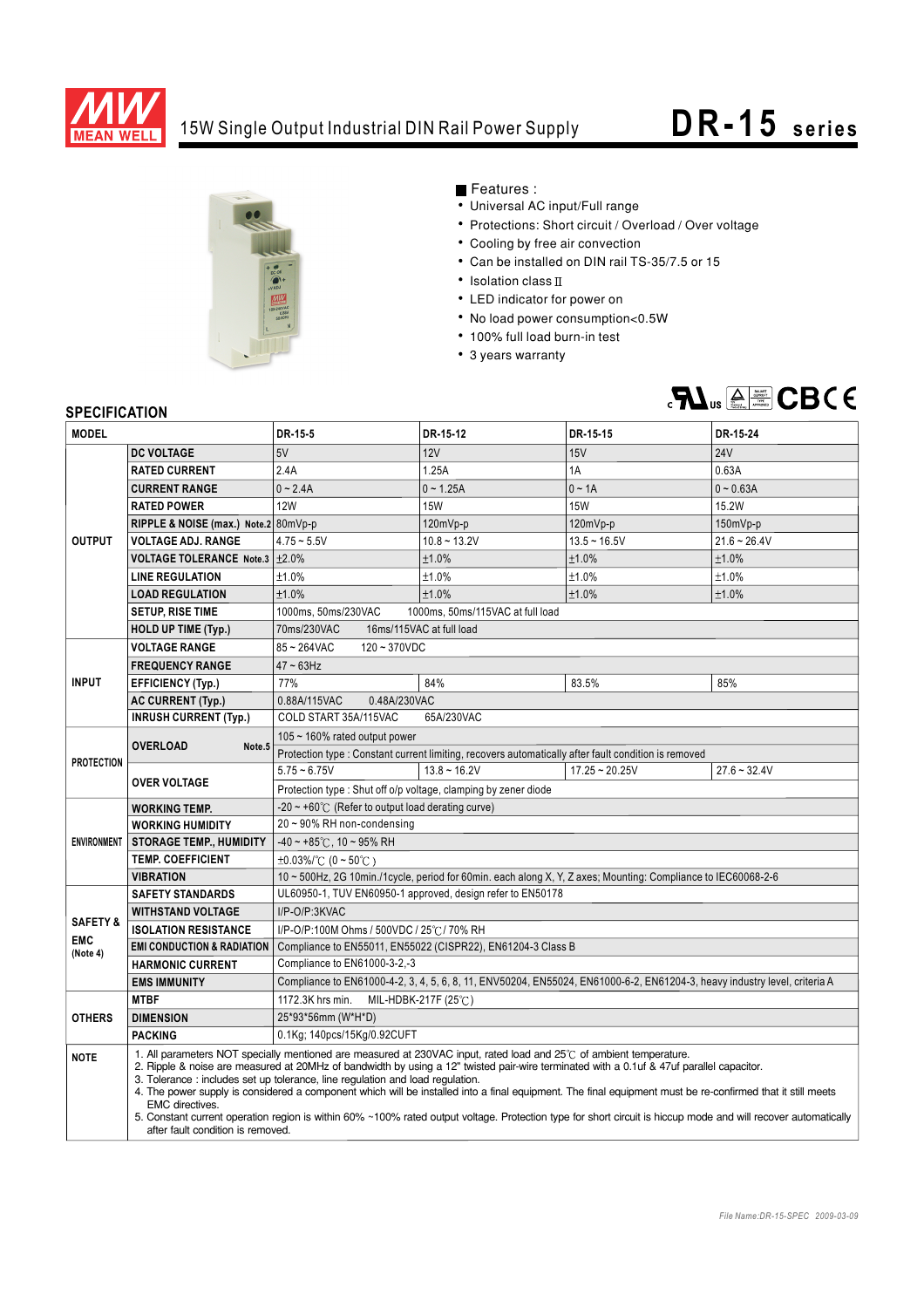# 15W Single Output Industrial DIN Rail Power Supply

## DR-15 series

■ Features :

- Universal AC input/Full range
- Protections: Short circuit / Overload / Over voltage
- Cooling by free air convection
- Can be installed on DIN rail TS-35/7.5 or 15
- Isolation class II
- LED indicator for power on
- No load power consumption<0.5W
- 100% full load burn-in test
- 3 years warranty

## SPECIFICATION

| MODEL | | DR-15-5 | DR-15-12 | DR-15-15 | DR-15-24 |
|---|---|---|---|---|---|
| OUTPUT | DC VOLTAGE | 5V | 12V | 15V | 24V |
| | RATED CURRENT | 2.4A | 1.25A | 1A | 0.63A |
| | CURRENT RANGE | 0 ~ 2.4A | 0 ~ 1.25A | 0 ~ 1A | 0 ~ 0.63A |
| | RATED POWER | 12W | 15W | 15W | 15.2W |
| | RIPPLE & NOISE (max.) Note.2 | 80mVp-p | 120mVp-p | 120mVp-p | 150mVp-p |
| | VOLTAGE ADJ. RANGE | 4.75 ~ 5.5V | 10.8 ~ 13.2V | 13.5 ~ 16.5V | 21.6 ~ 26.4V |
| | VOLTAGE TOLERANCE Note.3 | ±2.0% | ±1.0% | ±1.0% | ±1.0% |
| | LINE REGULATION | ±1.0% | ±1.0% | ±1.0% | ±1.0% |
| | LOAD REGULATION | ±1.0% | ±1.0% | ±1.0% | ±1.0% |
| | SETUP, RISE TIME | 1000ms, 50ms/230VAC 1000ms, 50ms/115VAC at full load | | | |
| | HOLD UP TIME (Typ.) | 70ms/230VAC 16ms/115VAC at full load | | | |
| INPUT | VOLTAGE RANGE | 85 ~ 264VAC 120 ~ 370VDC | | | |
| | FREQUENCY RANGE | 47 ~ 63Hz | | | |
| | EFFICIENCY (Typ.) | 77% | 84% | 83.5% | 85% |
| | AC CURRENT (Typ.) | 0.88A/115VAC 0.48A/230VAC | | | |
| | INRUSH CURRENT (Typ.) | COLD START 35A/115VAC 65A/230VAC | | | |
| PROTECTION | OVERLOAD Note.5 | 105 ~ 160% rated output power | | | |
| | | Protection type : Constant current limiting, recovers automatically after fault condition is removed | | | |
| | OVER VOLTAGE | 5.75 ~ 6.75V | 13.8 ~ 16.2V | 17.25 ~ 20.25V | 27.6 ~ 32.4V |
| | | Protection type : Shut off o/p voltage, clamping by zener diode | | | |
| ENVIRONMENT | WORKING TEMP. | -20 ~ +60℃ (Refer to output load derating curve) | | | |
| | WORKING HUMIDITY | 20 ~ 90% RH non-condensing | | | |
| | STORAGE TEMP., HUMIDITY | -40 ~ +85℃, 10 ~ 95% RH | | | |
| | TEMP. COEFFICIENT | ±0.03%/℃ (0 ~ 50℃) | | | |
| | VIBRATION | 10 ~ 500Hz, 2G 10min./1cycle, period for 60min. each along X, Y, Z axes; Mounting: Compliance to IEC60068-2-6 | | | |
| SAFETY & EMC (Note 4) | SAFETY STANDARDS | UL60950-1, TUV EN60950-1 approved, design refer to EN50178 | | | |
| | WITHSTAND VOLTAGE | I/P-O/P:3KVAC | | | |
| | ISOLATION RESISTANCE | I/P-O/P:100M Ohms / 500VDC / 25℃/ 70% RH | | | |
| | EMI CONDUCTION & RADIATION | Compliance to EN55011, EN55022 (CISPR22), EN61204-3 Class B | | | |
| | HARMONIC CURRENT | Compliance to EN61000-3-2,-3 | | | |
| | EMS IMMUNITY | Compliance to EN61000-4-2, 3, 4, 5, 6, 8, 11, ENV50204, EN55024, EN61000-6-2, EN61204-3, heavy industry level, criteria A | | | |
| OTHERS | MTBF | 1172.3K hrs min. MIL-HDBK-217F (25℃) | | | |
| | DIMENSION | 25*93*56mm (W*H*D) | | | |
| | PACKING | 0.1Kg; 140pcs/15Kg/0.92CUFT | | | |

**NOTE**

1. All parameters NOT specially mentioned are measured at 230VAC input, rated load and 25℃ of ambient temperature.
2. Ripple & noise are measured at 20MHz of bandwidth by using a 12" twisted pair-wire terminated with a 0.1uf & 47uf parallel capacitor.
3. Tolerance : includes set up tolerance, line regulation and load regulation.
4. The power supply is considered a component which will be installed into a final equipment. The final equipment must be re-confirmed that it still meets EMC directives.
5. Constant current operation region is within 60% ~100% rated output voltage. Protection type for short circuit is hiccup mode and will recover automatically after fault condition is removed.

*File Name:DR-15-SPEC 2009-03-09*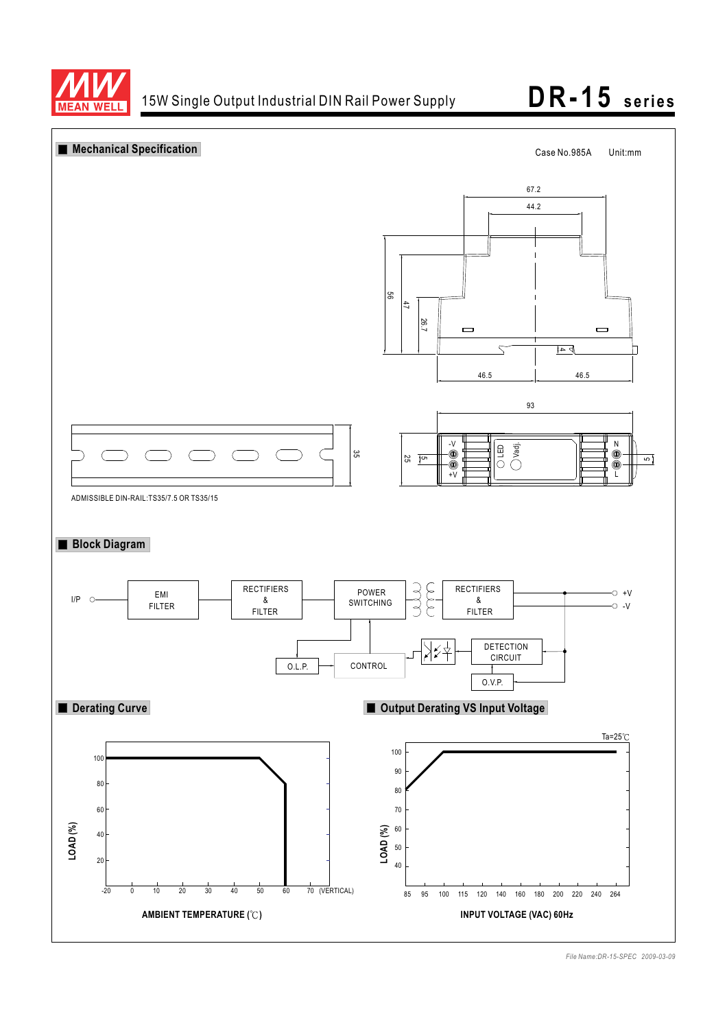## Mechanical Specification

Case No.985A Unit:mm

67.2

44.2

56

47

26.7

4

46.5 46.5

93

35

25

5

5

-V

+V

LED

Vadj.

N

L

ADMISSIBLE DIN-RAIL:TS35/7.5 OR TS35/15

## Block Diagram

I/P

EMI FILTER

RECTIFIERS & FILTER

POWER SWITCHING

RECTIFIERS & FILTER

+V

-V

O.L.P.

CONTROL

DETECTION CIRCUIT

O.V.P.

## Derating Curve

LOAD (%)

100, 80, 60, 40, 20

-20, 0, 10, 20, 30, 40, 50, 60, 70 (VERTICAL)

AMBIENT TEMPERATURE (℃)

## Output Derating VS Input Voltage

Ta=25℃

LOAD (%)

100, 90, 80, 70, 60, 50, 40

85, 95, 100, 115, 120, 140, 160, 180, 200, 220, 240, 264

INPUT VOLTAGE (VAC) 60Hz

*File Name:DR-15-SPEC 2009-03-09*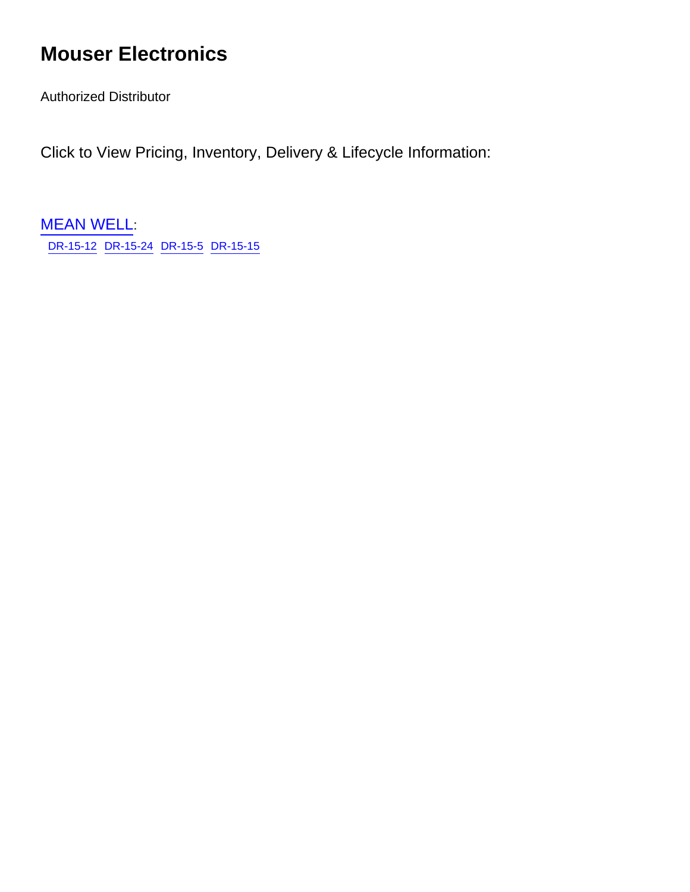# Mouser Electronics

Authorized Distributor

Click to View Pricing, Inventory, Delivery & Lifecycle Information:

MEAN WELL:

DR-15-12 DR-15-24 DR-15-5 DR-15-15